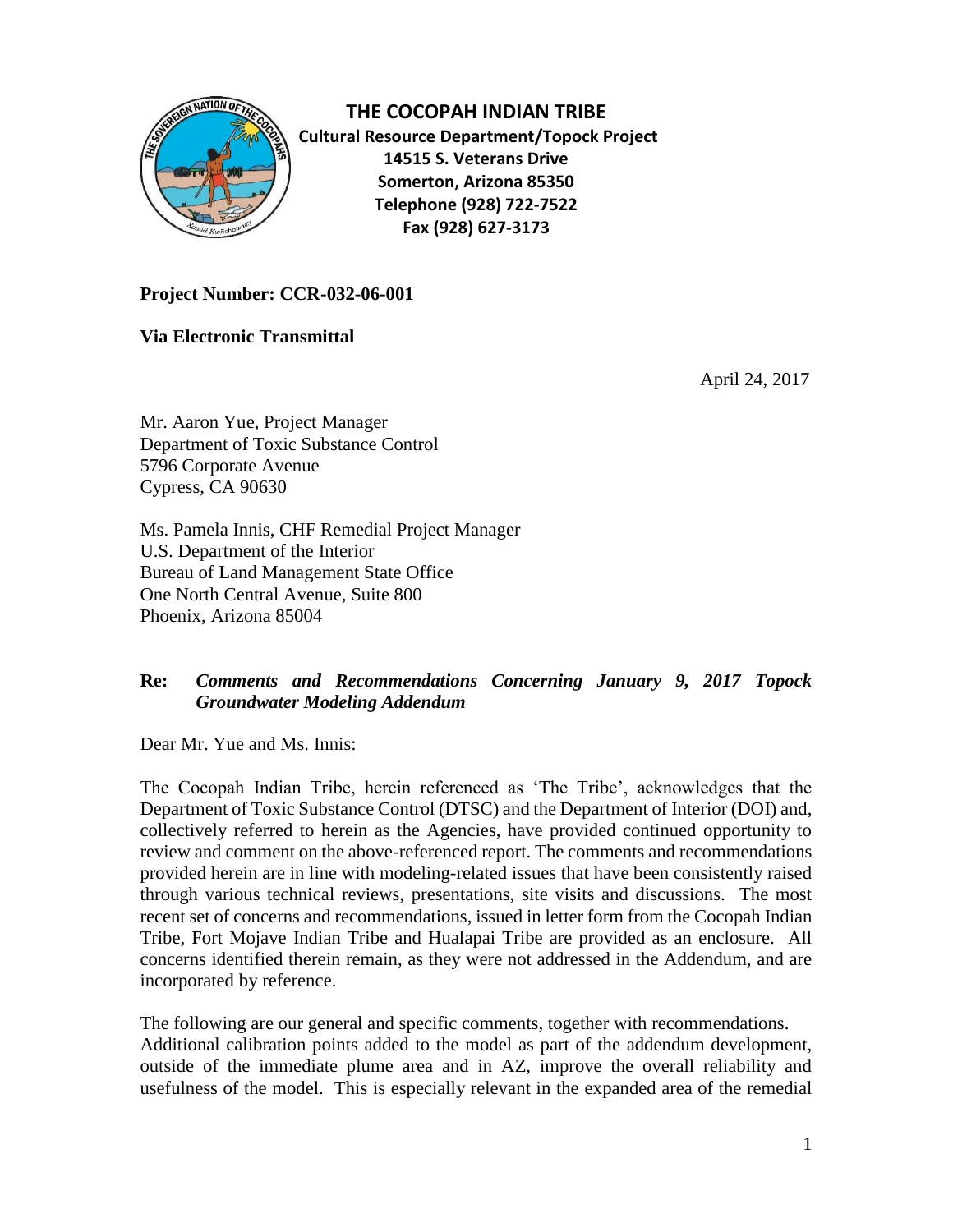# THE COCOPAH INDIAN TRIBE

**Cultural Resource Department/Topock Project**
**14515 S. Veterans Drive**
**Somerton, Arizona 85350**
**Telephone (928) 722-7522**
**Fax (928) 627-3173**

**Project Number: CCR-032-06-001**

**Via Electronic Transmittal**

April 24, 2017

Mr. Aaron Yue, Project Manager
Department of Toxic Substance Control
5796 Corporate Avenue
Cypress, CA 90630

Ms. Pamela Innis, CHF Remedial Project Manager
U.S. Department of the Interior
Bureau of Land Management State Office
One North Central Avenue, Suite 800
Phoenix, Arizona 85004

**Re:** ***Comments and Recommendations Concerning January 9, 2017 Topock Groundwater Modeling Addendum***

Dear Mr. Yue and Ms. Innis:

The Cocopah Indian Tribe, herein referenced as 'The Tribe', acknowledges that the Department of Toxic Substance Control (DTSC) and the Department of Interior (DOI) and, collectively referred to herein as the Agencies, have provided continued opportunity to review and comment on the above-referenced report. The comments and recommendations provided herein are in line with modeling-related issues that have been consistently raised through various technical reviews, presentations, site visits and discussions. The most recent set of concerns and recommendations, issued in letter form from the Cocopah Indian Tribe, Fort Mojave Indian Tribe and Hualapai Tribe are provided as an enclosure. All concerns identified therein remain, as they were not addressed in the Addendum, and are incorporated by reference.

The following are our general and specific comments, together with recommendations.
Additional calibration points added to the model as part of the addendum development, outside of the immediate plume area and in AZ, improve the overall reliability and usefulness of the model. This is especially relevant in the expanded area of the remedial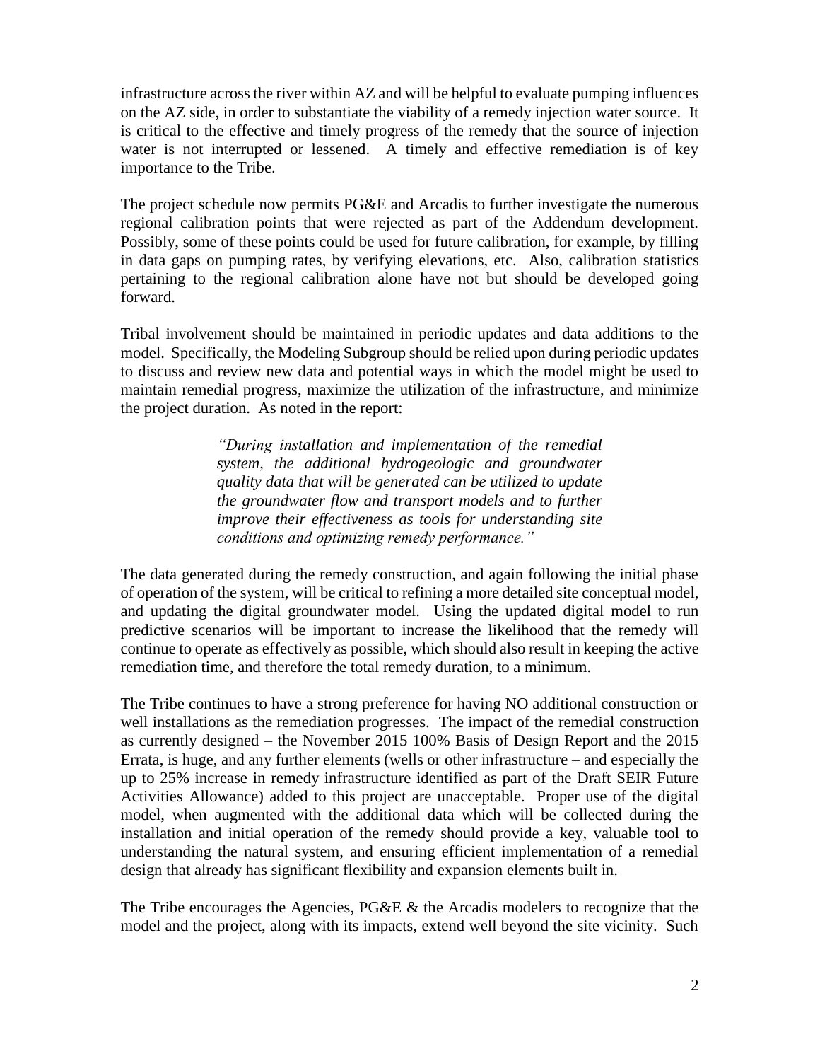infrastructure across the river within AZ and will be helpful to evaluate pumping influences on the AZ side, in order to substantiate the viability of a remedy injection water source. It is critical to the effective and timely progress of the remedy that the source of injection water is not interrupted or lessened. A timely and effective remediation is of key importance to the Tribe.

The project schedule now permits PG&E and Arcadis to further investigate the numerous regional calibration points that were rejected as part of the Addendum development. Possibly, some of these points could be used for future calibration, for example, by filling in data gaps on pumping rates, by verifying elevations, etc. Also, calibration statistics pertaining to the regional calibration alone have not but should be developed going forward.

Tribal involvement should be maintained in periodic updates and data additions to the model. Specifically, the Modeling Subgroup should be relied upon during periodic updates to discuss and review new data and potential ways in which the model might be used to maintain remedial progress, maximize the utilization of the infrastructure, and minimize the project duration. As noted in the report:

> *"During installation and implementation of the remedial system, the additional hydrogeologic and groundwater quality data that will be generated can be utilized to update the groundwater flow and transport models and to further improve their effectiveness as tools for understanding site conditions and optimizing remedy performance."*

The data generated during the remedy construction, and again following the initial phase of operation of the system, will be critical to refining a more detailed site conceptual model, and updating the digital groundwater model. Using the updated digital model to run predictive scenarios will be important to increase the likelihood that the remedy will continue to operate as effectively as possible, which should also result in keeping the active remediation time, and therefore the total remedy duration, to a minimum.

The Tribe continues to have a strong preference for having NO additional construction or well installations as the remediation progresses. The impact of the remedial construction as currently designed – the November 2015 100% Basis of Design Report and the 2015 Errata, is huge, and any further elements (wells or other infrastructure – and especially the up to 25% increase in remedy infrastructure identified as part of the Draft SEIR Future Activities Allowance) added to this project are unacceptable. Proper use of the digital model, when augmented with the additional data which will be collected during the installation and initial operation of the remedy should provide a key, valuable tool to understanding the natural system, and ensuring efficient implementation of a remedial design that already has significant flexibility and expansion elements built in.

The Tribe encourages the Agencies, PG&E & the Arcadis modelers to recognize that the model and the project, along with its impacts, extend well beyond the site vicinity. Such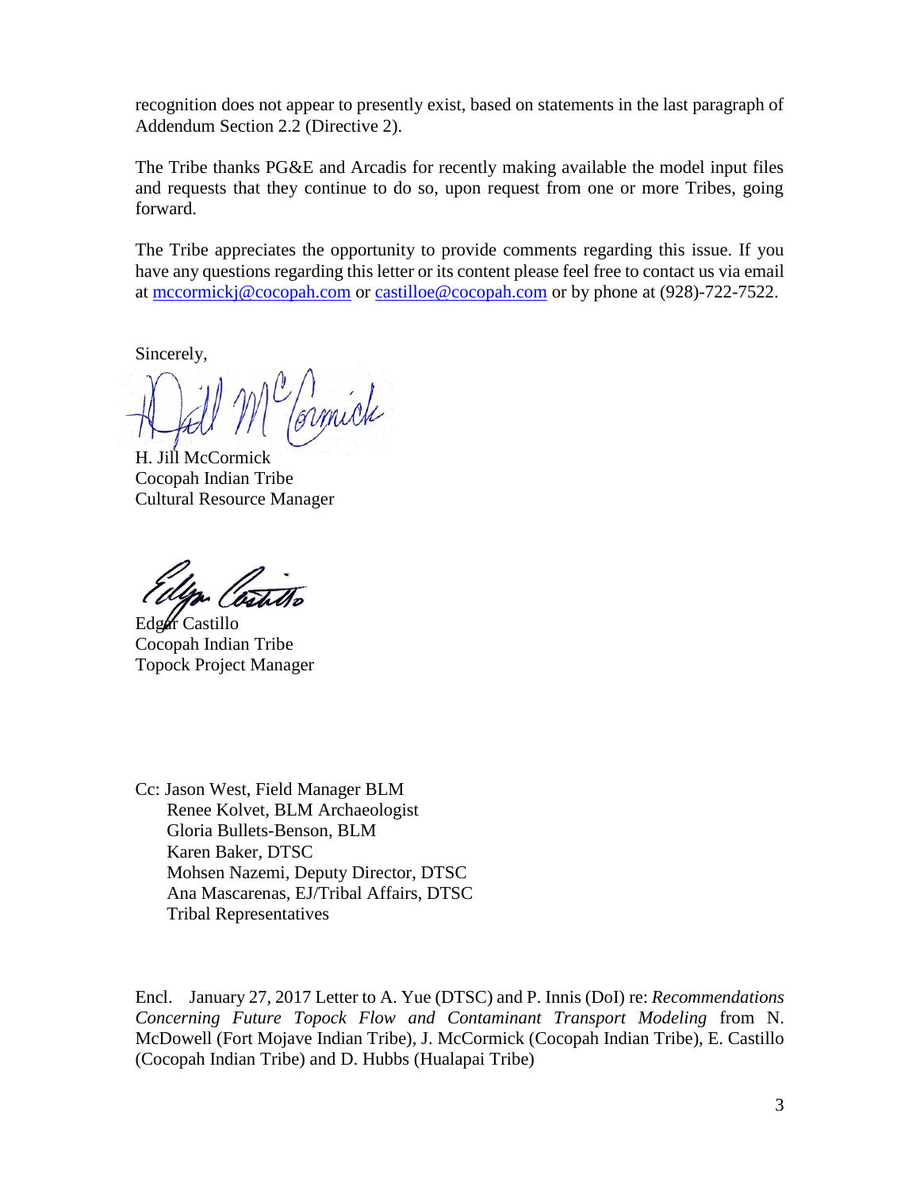recognition does not appear to presently exist, based on statements in the last paragraph of Addendum Section 2.2 (Directive 2).

The Tribe thanks PG&E and Arcadis for recently making available the model input files and requests that they continue to do so, upon request from one or more Tribes, going forward.

The Tribe appreciates the opportunity to provide comments regarding this issue. If you have any questions regarding this letter or its content please feel free to contact us via email at mccormickj@cocopah.com or castilloe@cocopah.com or by phone at (928)-722-7522.

Sincerely,

H. Jill McCormick  
Cocopah Indian Tribe  
Cultural Resource Manager

Edgar Castillo  
Cocopah Indian Tribe  
Topock Project Manager

Cc: Jason West, Field Manager BLM  
Renee Kolvet, BLM Archaeologist  
Gloria Bullets-Benson, BLM  
Karen Baker, DTSC  
Mohsen Nazemi, Deputy Director, DTSC  
Ana Mascarenas, EJ/Tribal Affairs, DTSC  
Tribal Representatives

Encl. January 27, 2017 Letter to A. Yue (DTSC) and P. Innis (DoI) re: *Recommendations Concerning Future Topock Flow and Contaminant Transport Modeling* from N. McDowell (Fort Mojave Indian Tribe), J. McCormick (Cocopah Indian Tribe), E. Castillo (Cocopah Indian Tribe) and D. Hubbs (Hualapai Tribe)